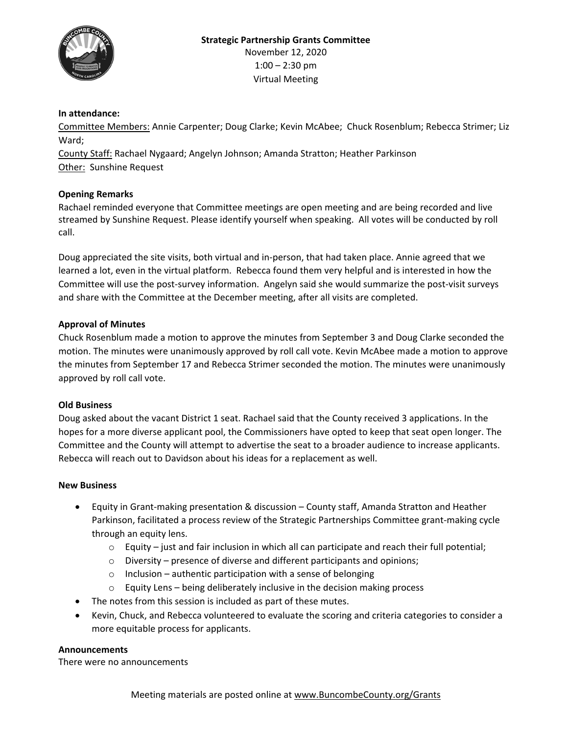**Strategic Partnership Grants Committee**
November 12, 2020
1:00 – 2:30 pm
Virtual Meeting

**In attendance:**
Committee Members: Annie Carpenter; Doug Clarke; Kevin McAbee; Chuck Rosenblum; Rebecca Strimer; Liz Ward;
County Staff: Rachael Nygaard; Angelyn Johnson; Amanda Stratton; Heather Parkinson
Other: Sunshine Request

**Opening Remarks**
Rachael reminded everyone that Committee meetings are open meeting and are being recorded and live streamed by Sunshine Request. Please identify yourself when speaking. All votes will be conducted by roll call.

Doug appreciated the site visits, both virtual and in-person, that had taken place. Annie agreed that we learned a lot, even in the virtual platform. Rebecca found them very helpful and is interested in how the Committee will use the post-survey information. Angelyn said she would summarize the post-visit surveys and share with the Committee at the December meeting, after all visits are completed.

**Approval of Minutes**
Chuck Rosenblum made a motion to approve the minutes from September 3 and Doug Clarke seconded the motion. The minutes were unanimously approved by roll call vote. Kevin McAbee made a motion to approve the minutes from September 17 and Rebecca Strimer seconded the motion. The minutes were unanimously approved by roll call vote.

**Old Business**
Doug asked about the vacant District 1 seat. Rachael said that the County received 3 applications. In the hopes for a more diverse applicant pool, the Commissioners have opted to keep that seat open longer. The Committee and the County will attempt to advertise the seat to a broader audience to increase applicants. Rebecca will reach out to Davidson about his ideas for a replacement as well.

**New Business**

- Equity in Grant-making presentation & discussion – County staff, Amanda Stratton and Heather Parkinson, facilitated a process review of the Strategic Partnerships Committee grant-making cycle through an equity lens.
  - Equity – just and fair inclusion in which all can participate and reach their full potential;
  - Diversity – presence of diverse and different participants and opinions;
  - Inclusion – authentic participation with a sense of belonging
  - Equity Lens – being deliberately inclusive in the decision making process
- The notes from this session is included as part of these mutes.
- Kevin, Chuck, and Rebecca volunteered to evaluate the scoring and criteria categories to consider a more equitable process for applicants.

**Announcements**
There were no announcements

Meeting materials are posted online at www.BuncombeCounty.org/Grants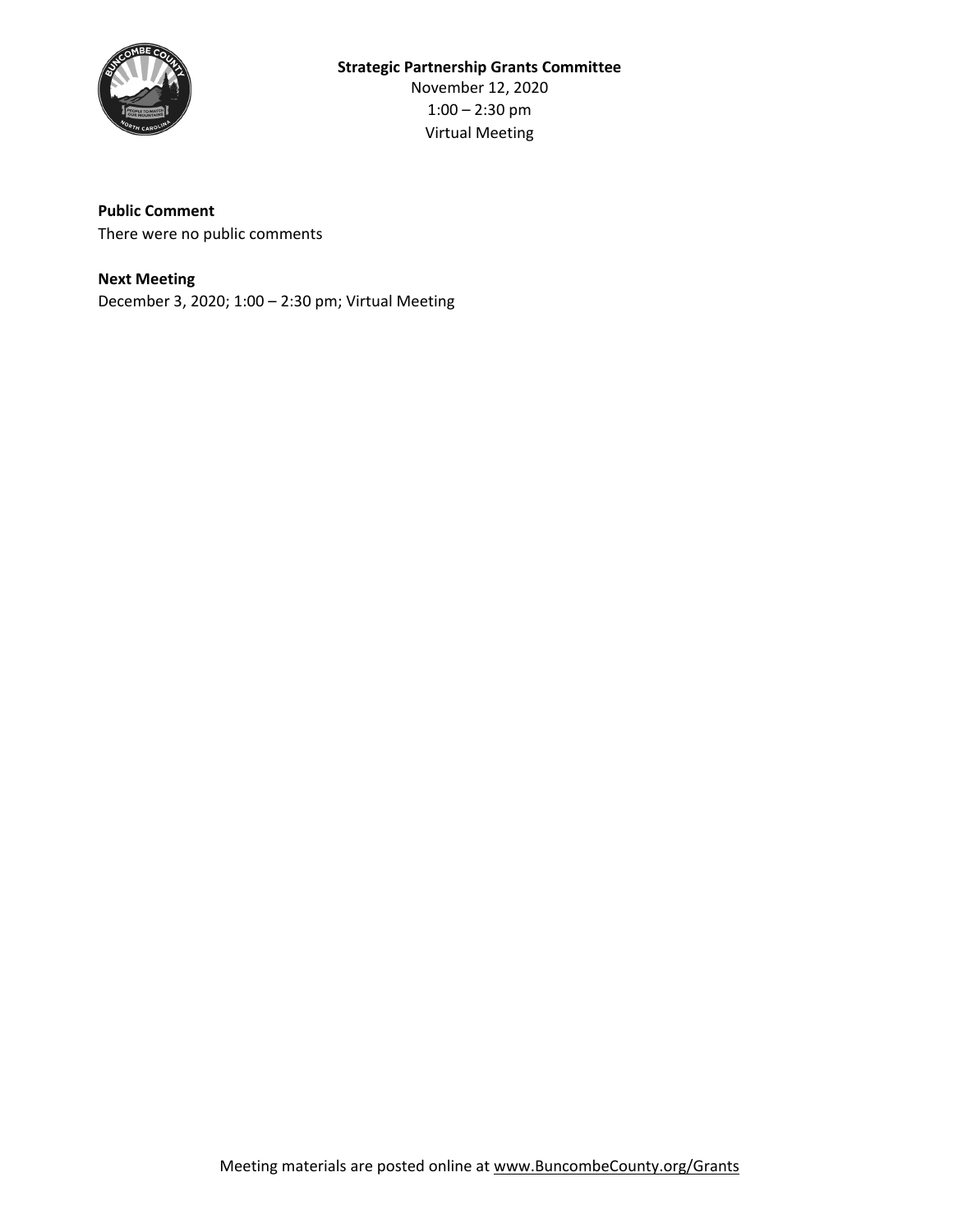**Strategic Partnership Grants Committee**
November 12, 2020
1:00 – 2:30 pm
Virtual Meeting

**Public Comment**
There were no public comments

**Next Meeting**
December 3, 2020; 1:00 – 2:30 pm; Virtual Meeting

Meeting materials are posted online at www.BuncombeCounty.org/Grants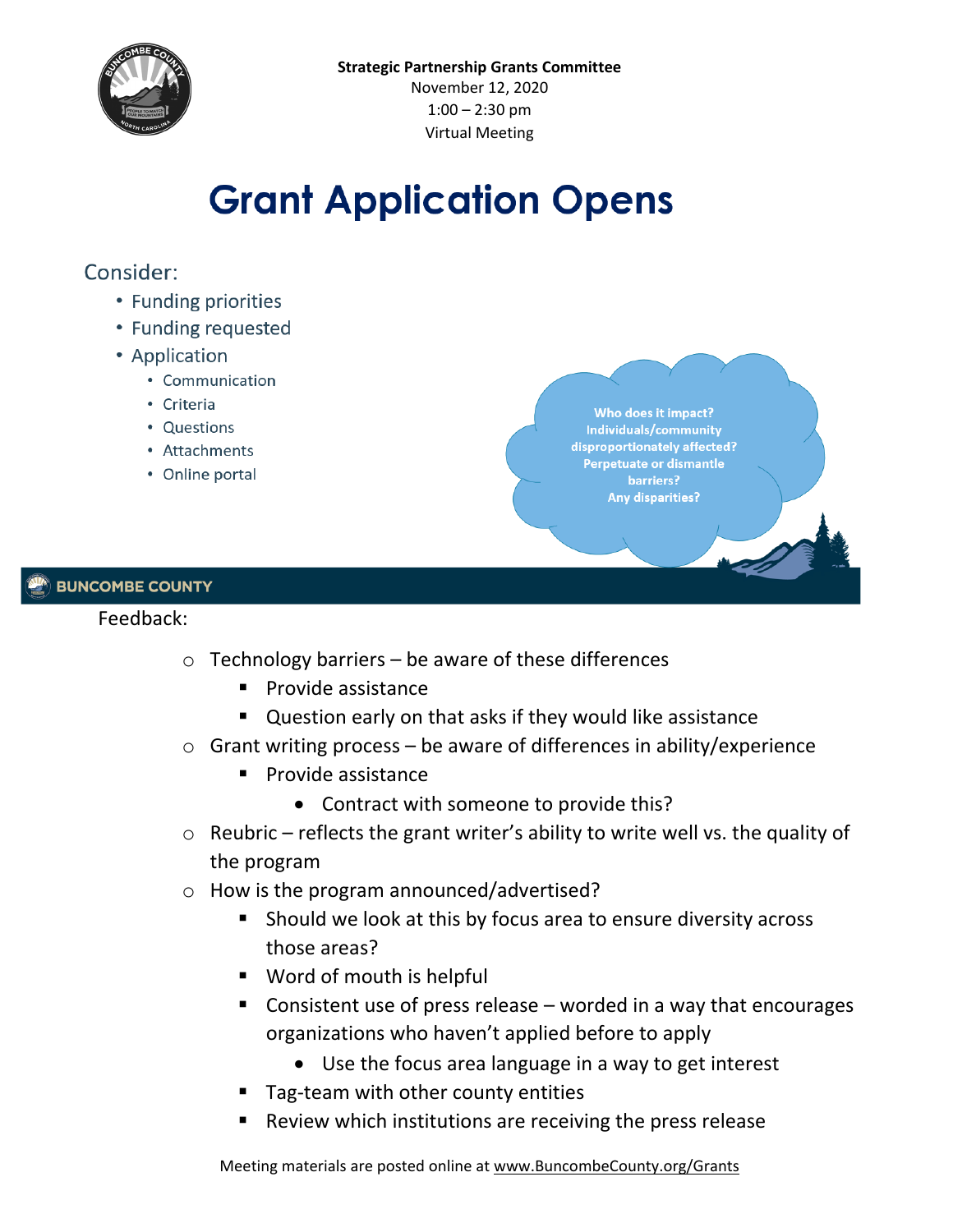**Strategic Partnership Grants Committee**
November 12, 2020
1:00 – 2:30 pm
Virtual Meeting

# Grant Application Opens

## Consider:

- Funding priorities
- Funding requested
- Application
  - Communication
  - Criteria
  - Questions
  - Attachments
  - Online portal

**Who does it impact? Individuals/community disproportionately affected? Perpetuate or dismantle barriers? Any disparities?**

**BUNCOMBE COUNTY**

Feedback:

- Technology barriers – be aware of these differences
  - Provide assistance
  - Question early on that asks if they would like assistance
- Grant writing process – be aware of differences in ability/experience
  - Provide assistance
    - Contract with someone to provide this?
- Reubric – reflects the grant writer's ability to write well vs. the quality of the program
- How is the program announced/advertised?
  - Should we look at this by focus area to ensure diversity across those areas?
  - Word of mouth is helpful
  - Consistent use of press release – worded in a way that encourages organizations who haven't applied before to apply
    - Use the focus area language in a way to get interest
  - Tag-team with other county entities
  - Review which institutions are receiving the press release

Meeting materials are posted online at www.BuncombeCounty.org/Grants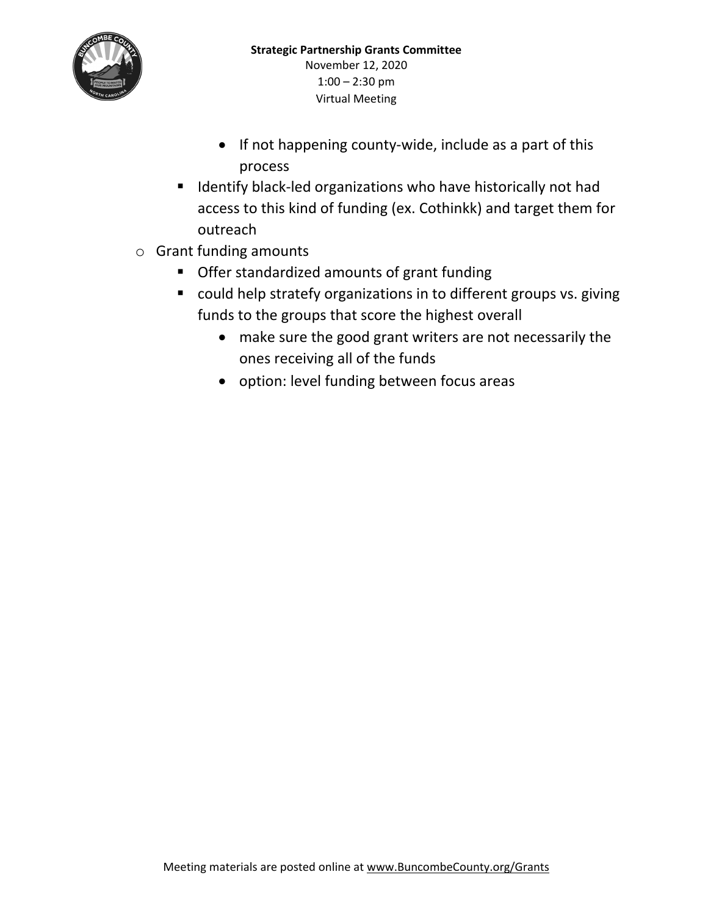- If not happening county-wide, include as a part of this process
    - Identify black-led organizations who have historically not had access to this kind of funding (ex. Cothinkk) and target them for outreach
- Grant funding amounts
    - Offer standardized amounts of grant funding
    - could help stratefy organizations in to different groups vs. giving funds to the groups that score the highest overall
        - make sure the good grant writers are not necessarily the ones receiving all of the funds
        - option: level funding between focus areas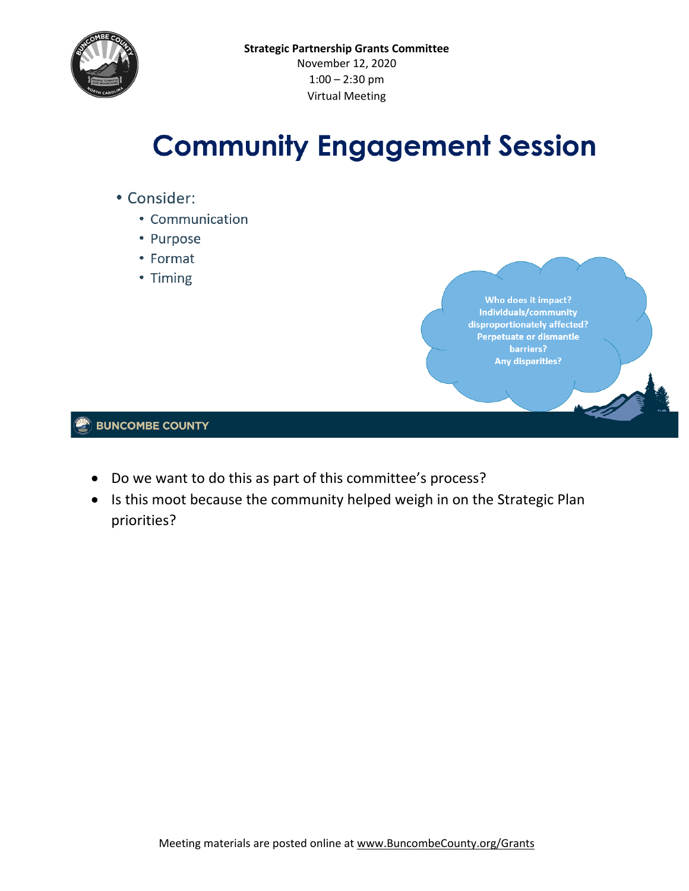**Strategic Partnership Grants Committee**
November 12, 2020
1:00 – 2:30 pm
Virtual Meeting

# Community Engagement Session

- Consider:
  - Communication
  - Purpose
  - Format
  - Timing

Who does it impact?
Individuals/community disproportionately affected?
Perpetuate or dismantle barriers?
Any disparities?

BUNCOMBE COUNTY

- Do we want to do this as part of this committee's process?
- Is this moot because the community helped weigh in on the Strategic Plan priorities?

Meeting materials are posted online at www.BuncombeCounty.org/Grants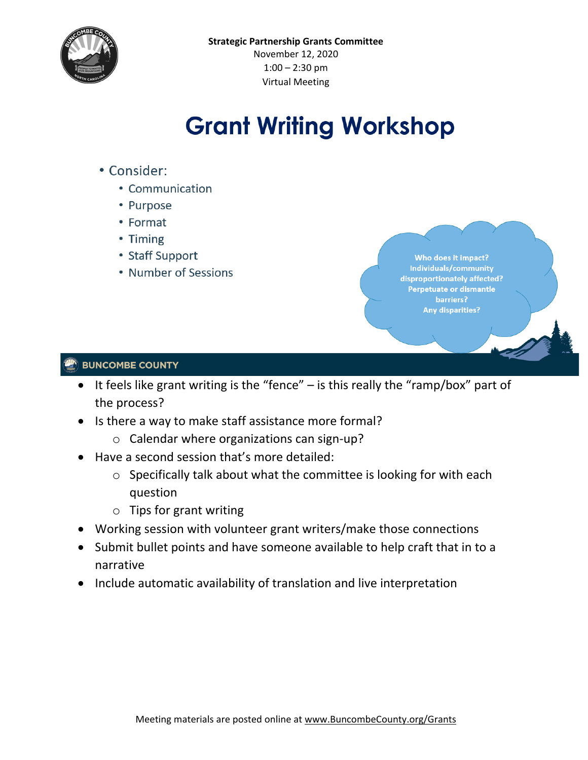**Strategic Partnership Grants Committee**
November 12, 2020
1:00 – 2:30 pm
Virtual Meeting

# Grant Writing Workshop

- Consider:
  - Communication
  - Purpose
  - Format
  - Timing
  - Staff Support
  - Number of Sessions

**Who does it impact?**
**Individuals/community disproportionately affected?**
**Perpetuate or dismantle barriers?**
**Any disparities?**

**BUNCOMBE COUNTY**

- It feels like grant writing is the "fence" – is this really the "ramp/box" part of the process?
- Is there a way to make staff assistance more formal?
  - Calendar where organizations can sign-up?
- Have a second session that's more detailed:
  - Specifically talk about what the committee is looking for with each question
  - Tips for grant writing
- Working session with volunteer grant writers/make those connections
- Submit bullet points and have someone available to help craft that in to a narrative
- Include automatic availability of translation and live interpretation

Meeting materials are posted online at www.BuncombeCounty.org/Grants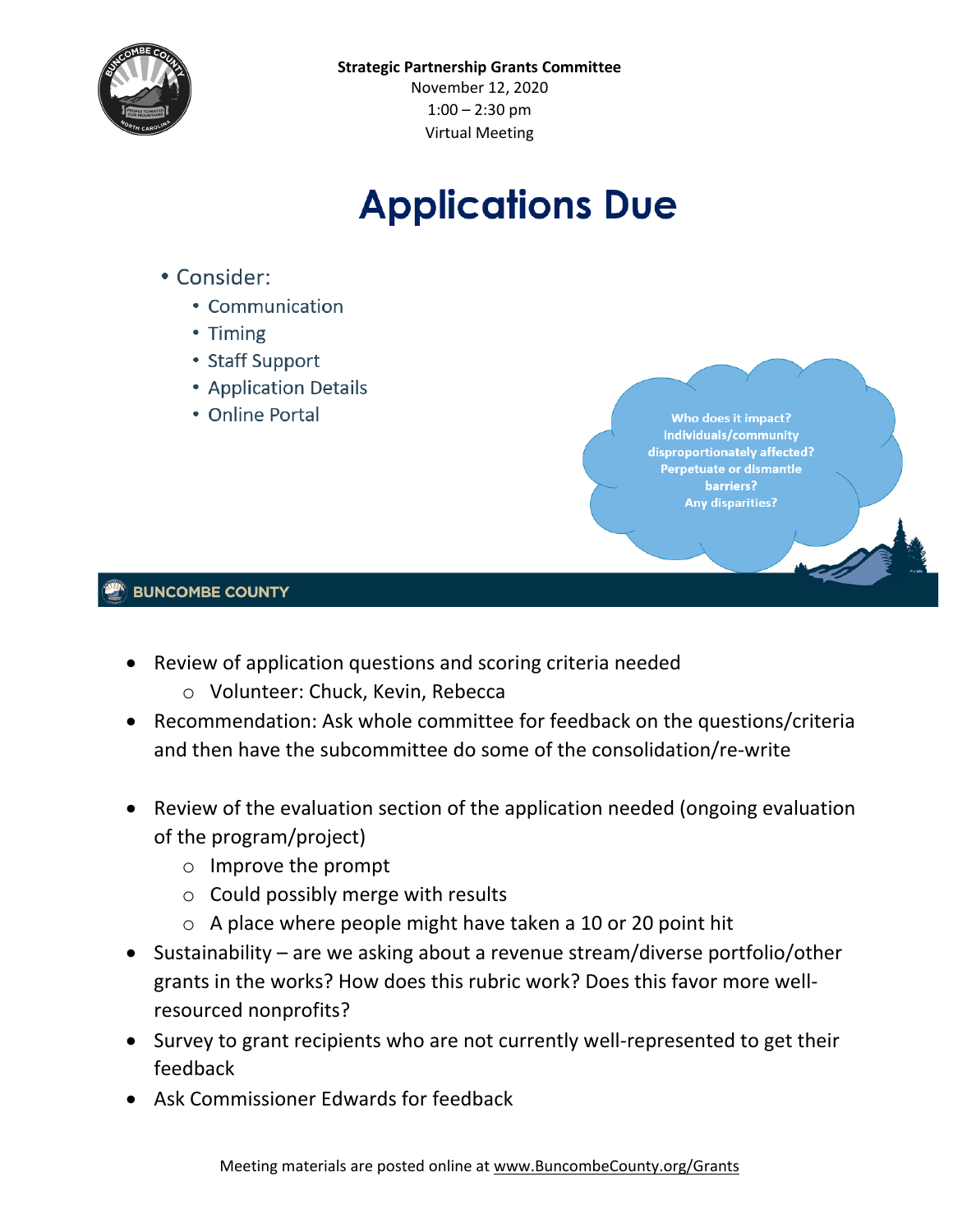**Strategic Partnership Grants Committee**
November 12, 2020
1:00 – 2:30 pm
Virtual Meeting

# Applications Due

- Consider:
  - Communication
  - Timing
  - Staff Support
  - Application Details
  - Online Portal

Who does it impact?
Individuals/community disproportionately affected?
Perpetuate or dismantle barriers?
Any disparities?

BUNCOMBE COUNTY

- Review of application questions and scoring criteria needed
  - Volunteer: Chuck, Kevin, Rebecca
- Recommendation: Ask whole committee for feedback on the questions/criteria and then have the subcommittee do some of the consolidation/re-write
- Review of the evaluation section of the application needed (ongoing evaluation of the program/project)
  - Improve the prompt
  - Could possibly merge with results
  - A place where people might have taken a 10 or 20 point hit
- Sustainability – are we asking about a revenue stream/diverse portfolio/other grants in the works? How does this rubric work? Does this favor more well-resourced nonprofits?
- Survey to grant recipients who are not currently well-represented to get their feedback
- Ask Commissioner Edwards for feedback

Meeting materials are posted online at www.BuncombeCounty.org/Grants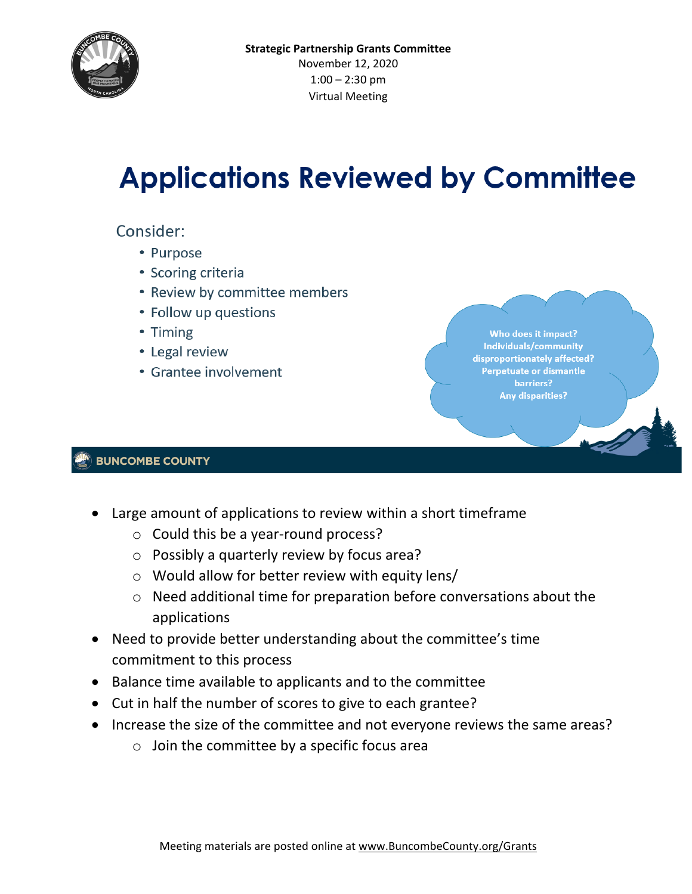**Strategic Partnership Grants Committee**
November 12, 2020
1:00 – 2:30 pm
Virtual Meeting

# Applications Reviewed by Committee

Consider:

- Purpose
- Scoring criteria
- Review by committee members
- Follow up questions
- Timing
- Legal review
- Grantee involvement

**Who does it impact? Individuals/community disproportionately affected? Perpetuate or dismantle barriers? Any disparities?**

**BUNCOMBE COUNTY**

- Large amount of applications to review within a short timeframe
  - Could this be a year-round process?
  - Possibly a quarterly review by focus area?
  - Would allow for better review with equity lens/
  - Need additional time for preparation before conversations about the applications
- Need to provide better understanding about the committee's time commitment to this process
- Balance time available to applicants and to the committee
- Cut in half the number of scores to give to each grantee?
- Increase the size of the committee and not everyone reviews the same areas?
  - Join the committee by a specific focus area

Meeting materials are posted online at www.BuncombeCounty.org/Grants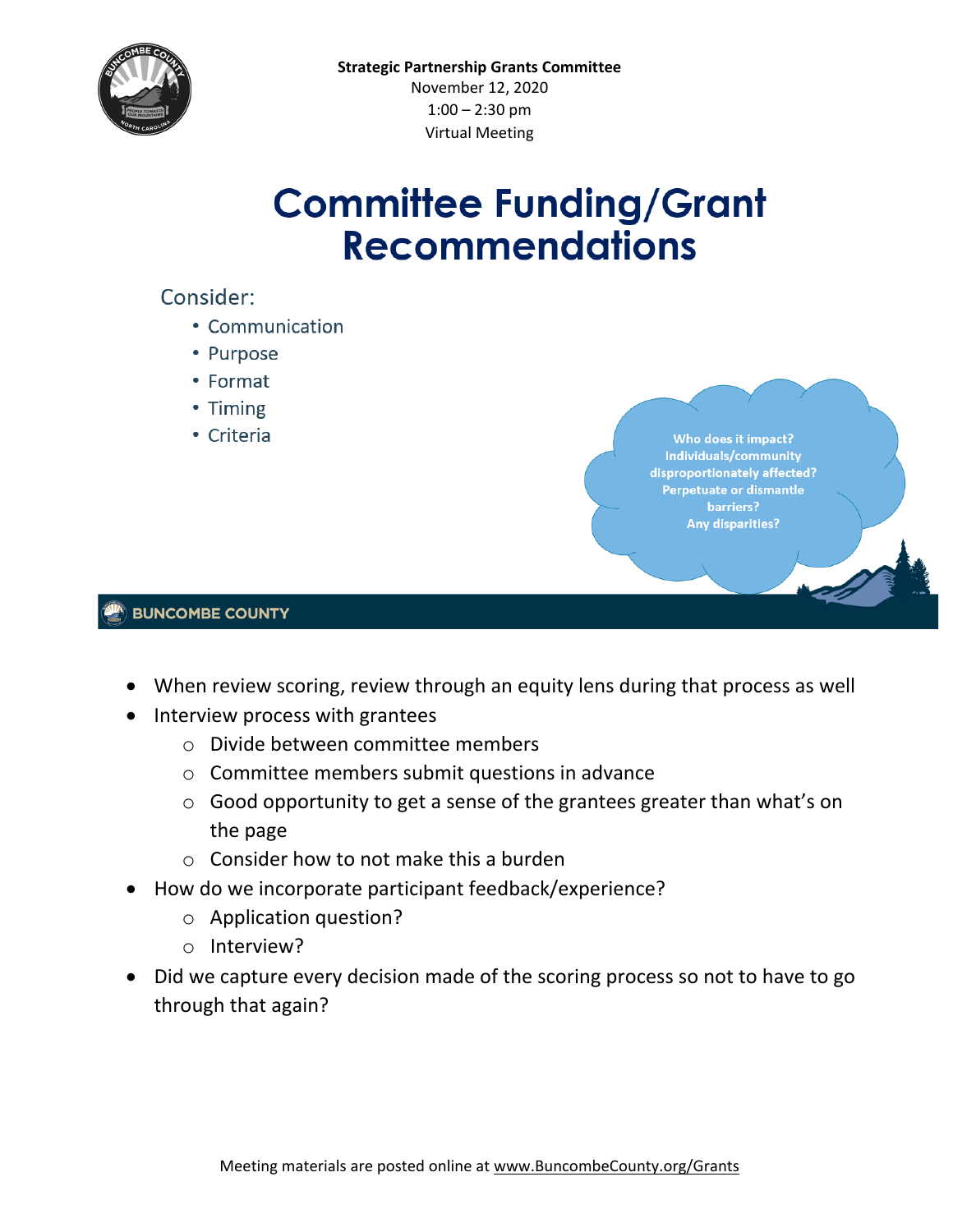**Strategic Partnership Grants Committee**
November 12, 2020
1:00 – 2:30 pm
Virtual Meeting

# Committee Funding/Grant Recommendations

Consider:

- Communication
- Purpose
- Format
- Timing
- Criteria

**Who does it impact? Individuals/community disproportionately affected? Perpetuate or dismantle barriers? Any disparities?**

**BUNCOMBE COUNTY**

- When review scoring, review through an equity lens during that process as well
- Interview process with grantees
    - Divide between committee members
    - Committee members submit questions in advance
    - Good opportunity to get a sense of the grantees greater than what's on the page
    - Consider how to not make this a burden
- How do we incorporate participant feedback/experience?
    - Application question?
    - Interview?
- Did we capture every decision made of the scoring process so not to have to go through that again?

Meeting materials are posted online at www.BuncombeCounty.org/Grants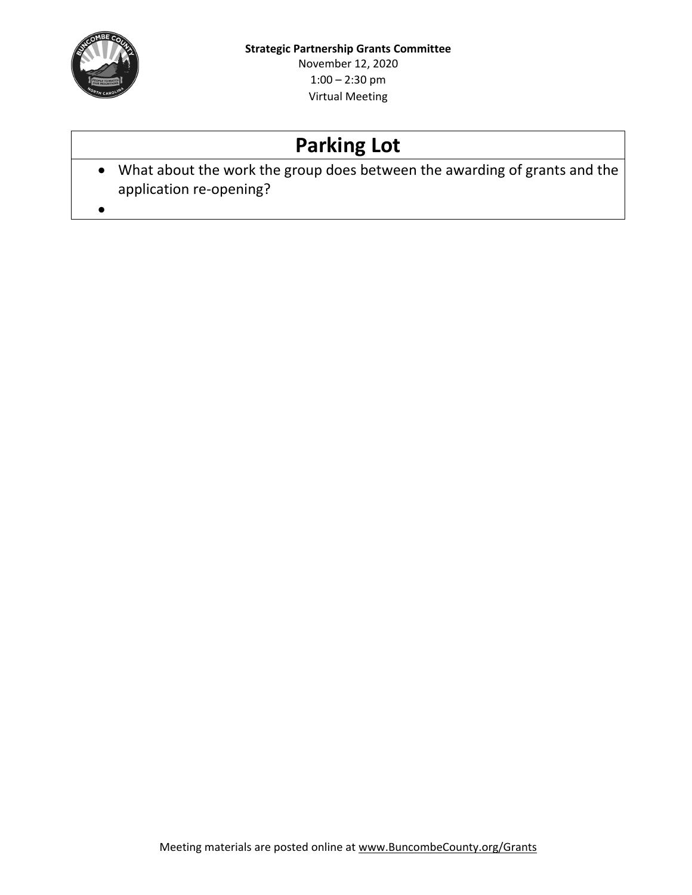**Strategic Partnership Grants Committee**
November 12, 2020
1:00 – 2:30 pm
Virtual Meeting

## Parking Lot

- What about the work the group does between the awarding of grants and the application re-opening?
- 

Meeting materials are posted online at www.BuncombeCounty.org/Grants